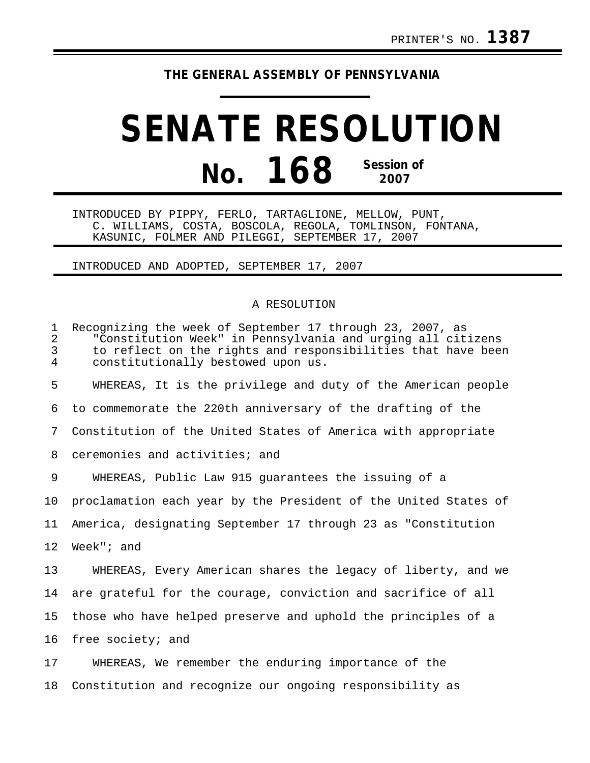PRINTER'S NO. **1387**

**THE GENERAL ASSEMBLY OF PENNSYLVANIA**

# SENATE RESOLUTION

# No. 168 Session of 2007

INTRODUCED BY PIPPY, FERLO, TARTAGLIONE, MELLOW, PUNT, C. WILLIAMS, COSTA, BOSCOLA, REGOLA, TOMLINSON, FONTANA, KASUNIC, FOLMER AND PILEGGI, SEPTEMBER 17, 2007

INTRODUCED AND ADOPTED, SEPTEMBER 17, 2007

A RESOLUTION

Recognizing the week of September 17 through 23, 2007, as "Constitution Week" in Pennsylvania and urging all citizens to reflect on the rights and responsibilities that have been constitutionally bestowed upon us.

WHEREAS, It is the privilege and duty of the American people to commemorate the 220th anniversary of the drafting of the Constitution of the United States of America with appropriate ceremonies and activities; and

WHEREAS, Public Law 915 guarantees the issuing of a proclamation each year by the President of the United States of America, designating September 17 through 23 as "Constitution Week"; and

WHEREAS, Every American shares the legacy of liberty, and we are grateful for the courage, conviction and sacrifice of all those who have helped preserve and uphold the principles of a free society; and

WHEREAS, We remember the enduring importance of the Constitution and recognize our ongoing responsibility as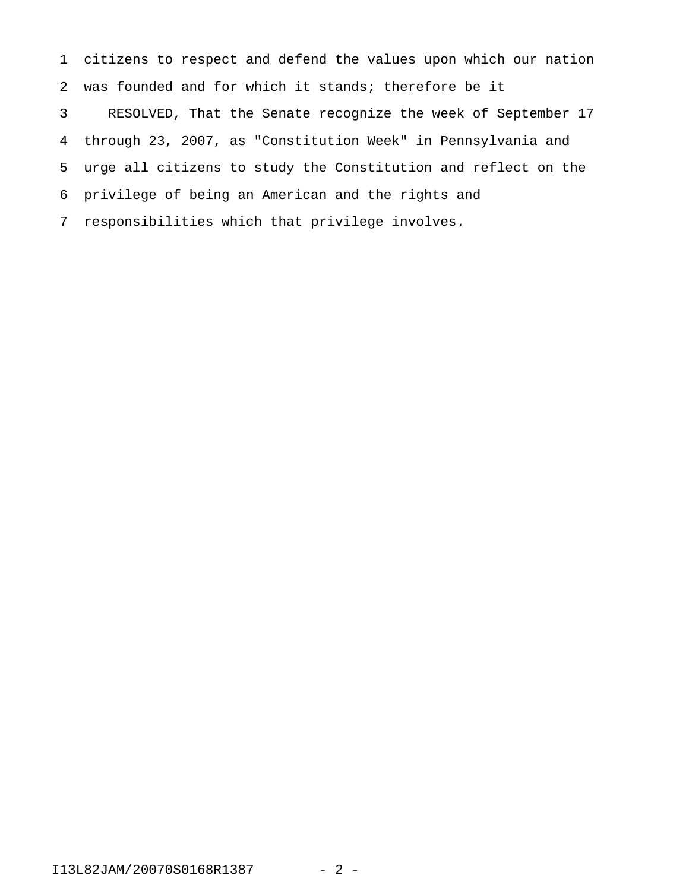citizens to respect and defend the values upon which our nation was founded and for which it stands; therefore be it

RESOLVED, That the Senate recognize the week of September 17 through 23, 2007, as "Constitution Week" in Pennsylvania and urge all citizens to study the Constitution and reflect on the privilege of being an American and the rights and responsibilities which that privilege involves.

I13L82JAM/20070S0168R1387